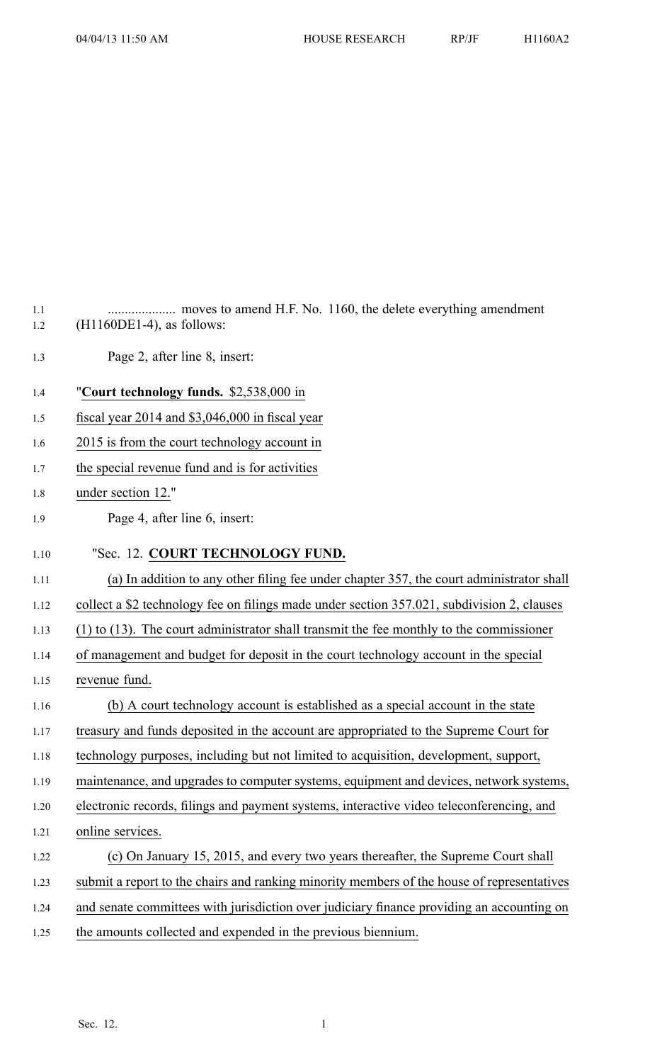.................... moves to amend H.F. No. 1160, the delete everything amendment (H1160DE1-4), as follows:

Page 2, after line 8, insert:

"**Court technology funds.** $2,538,000 in fiscal year 2014 and $3,046,000 in fiscal year 2015 is from the court technology account in the special revenue fund and is for activities under section 12."

Page 4, after line 6, insert:

"Sec. 12. **COURT TECHNOLOGY FUND.**

(a) In addition to any other filing fee under chapter 357, the court administrator shall collect a $2 technology fee on filings made under section 357.021, subdivision 2, clauses (1) to (13). The court administrator shall transmit the fee monthly to the commissioner of management and budget for deposit in the court technology account in the special revenue fund.

(b) A court technology account is established as a special account in the state treasury and funds deposited in the account are appropriated to the Supreme Court for technology purposes, including but not limited to acquisition, development, support, maintenance, and upgrades to computer systems, equipment and devices, network systems, electronic records, filings and payment systems, interactive video teleconferencing, and online services.

(c) On January 15, 2015, and every two years thereafter, the Supreme Court shall submit a report to the chairs and ranking minority members of the house of representatives and senate committees with jurisdiction over judiciary finance providing an accounting on the amounts collected and expended in the previous biennium.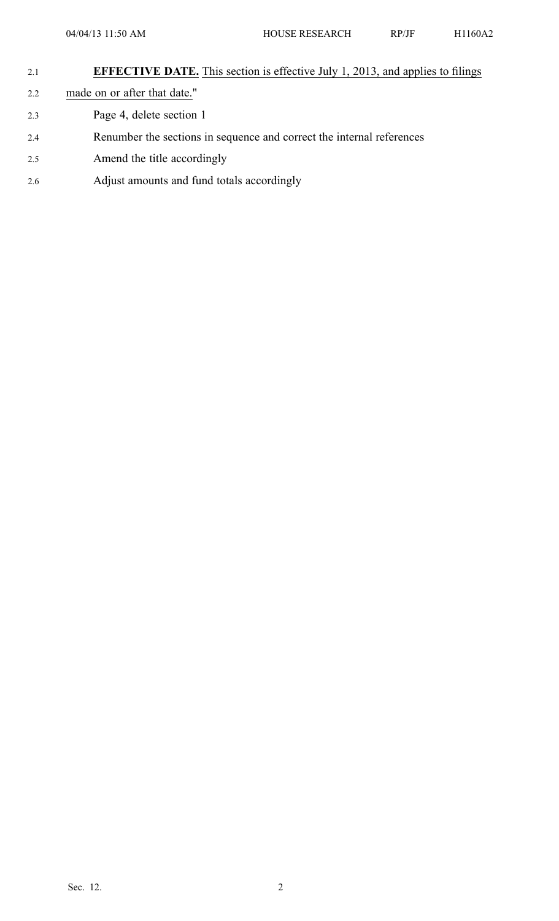**EFFECTIVE DATE.** This section is effective July 1, 2013, and applies to filings made on or after that date."

Page 4, delete section 1

Renumber the sections in sequence and correct the internal references

Amend the title accordingly

Adjust amounts and fund totals accordingly